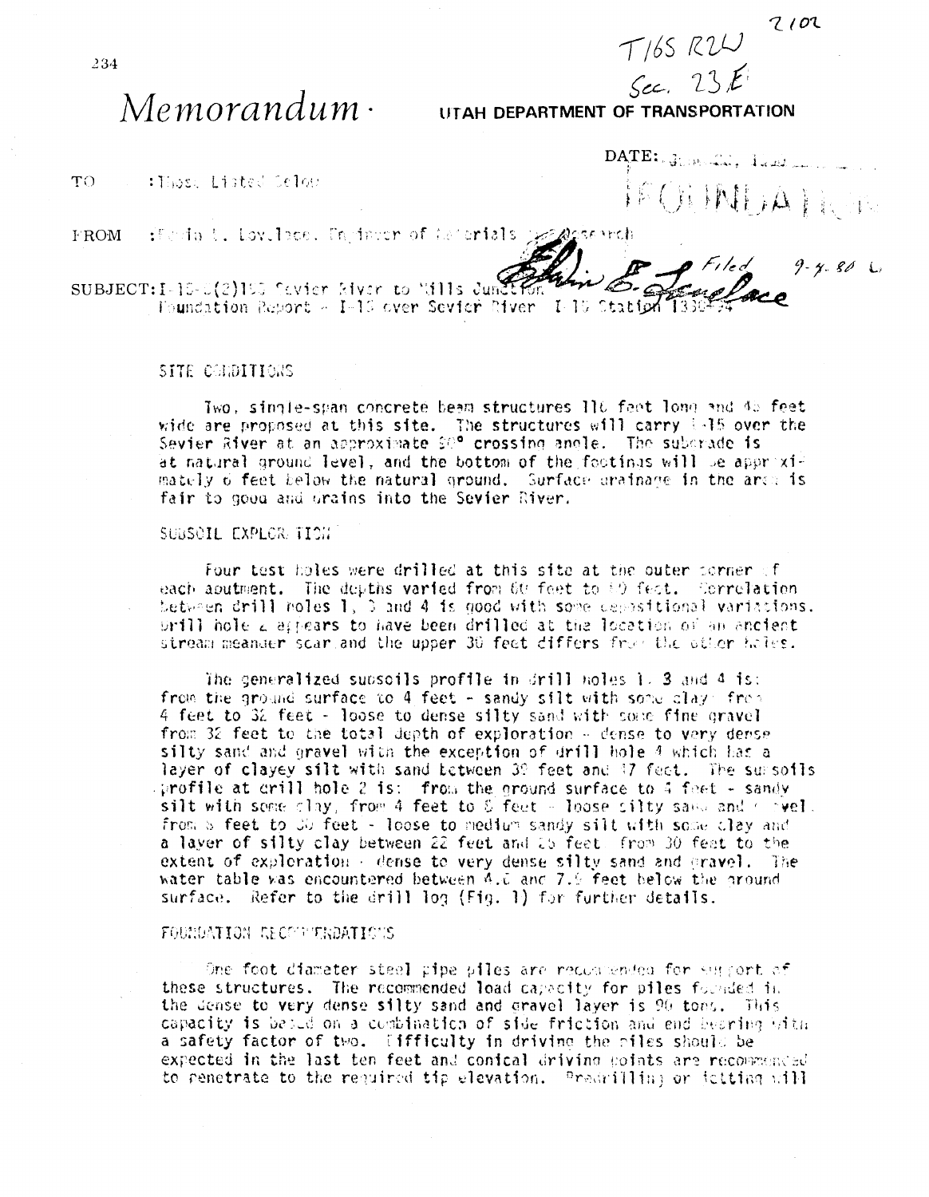T16S R2W
Sec. 23 E

2102

# *Memorandum*

**UTAH DEPARTMENT OF TRANSPORTATION**

DATE: June 20, 1980

FOUNDATION

TO : Those Listed Below

FROM : Edwin E. Lovelace, Engineer of Materials and Research

SUBJECT: I-15-6(2)155 Sevier River to Mills Junction
Foundation Report - I-15 over Sevier River I-15 Station 1330+24

Edwin E. Lovelace

Filed 9-4-80

## SITE CONDITIONS

Two, single-span concrete beam structures 116 feet long and 42 feet wide are proposed at this site. The structures will carry I-15 over the Sevier River at an approximate 90° crossing angle. The subgrade is at natural ground level, and the bottom of the footings will be approximately 6 feet below the natural ground. Surface drainage in the area is fair to good and drains into the Sevier River.

## SUBSOIL EXPLORATION

Four test holes were drilled at this site at the outer corner of each abutment. The depths varied from 60 feet to 70 feet. Correlation between drill holes 1, 3 and 4 is good with some depositional variations. Drill hole 2 appears to have been drilled at the location of an ancient stream meander scar and the upper 30 feet differs from the other holes.

The generalized subsoils profile in drill holes 1, 3 and 4 is: from the ground surface to 4 feet - sandy silt with some clay; from 4 feet to 32 feet - loose to dense silty sand with some fine gravel from 32 feet to the total depth of exploration - dense to very dense silty sand and gravel with the exception of drill hole 4 which has a layer of clayey silt with sand between 39 feet and 47 feet. The subsoils profile at drill hole 2 is: from the ground surface to 4 feet - sandy silt with some clay, from 4 feet to 8 feet - loose silty sand and gravel, from 8 feet to 30 feet - loose to medium sandy silt with some clay and a layer of silty clay between 22 feet and 25 feet from 30 feet to the extent of exploration - dense to very dense silty sand and gravel. The water table was encountered between 4.0 and 7.5 feet below the ground surface. Refer to the drill log (Fig. 1) for further details.

## FOUNDATION RECOMMENDATIONS

One foot diameter steel pipe piles are recommended for support of these structures. The recommended load capacity for piles founded in the dense to very dense silty sand and gravel layer is 90 tons. This capacity is based on a combination of side friction and end bearing with a safety factor of two. Difficulty in driving the piles should be expected in the last ten feet and conical driving points are recommended to penetrate to the required tip elevation. Predrilling or jetting will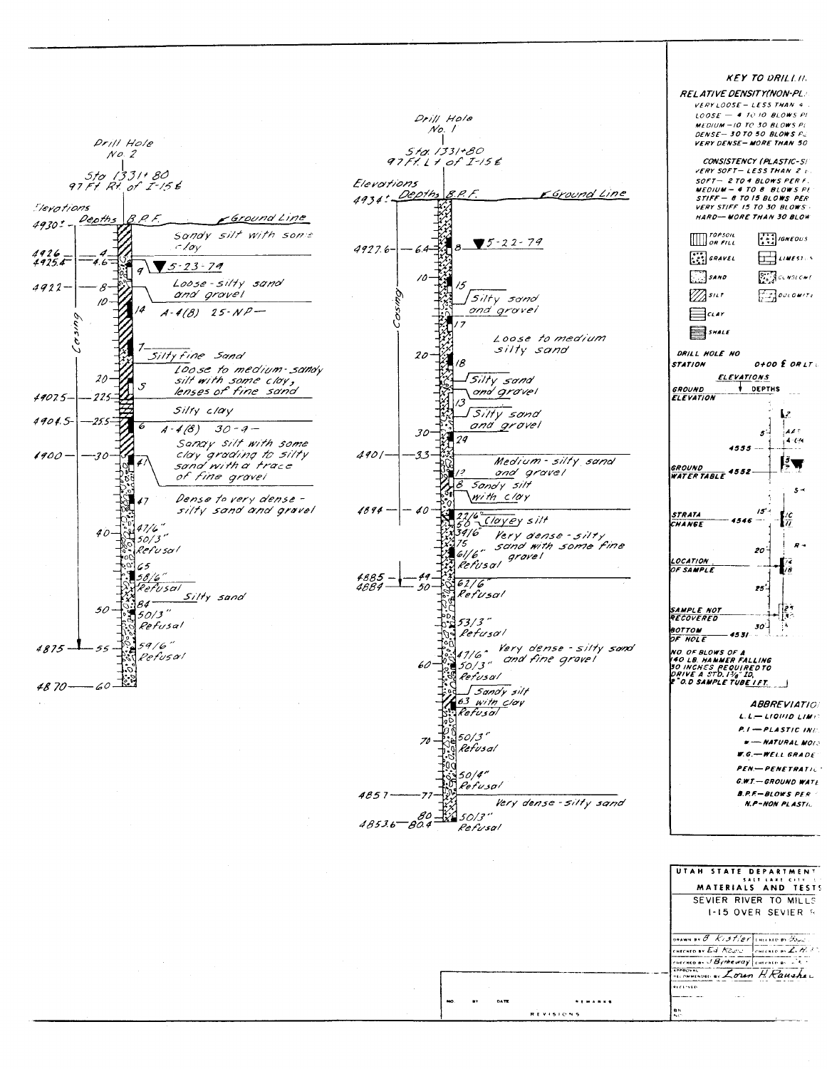## Drill Hole No. 2

Sta 1331+80
97 Ft Rt. of I-15 ℄

| Elevations | Depths | B.P.F. | Description |
|---|---|---|---|
| 4930± | | | Ground Line |
| | | | Sandy silt with some clay |
| 4926 | 4 | | |
| 4925.4 | 4.6 | 9 | ▼ 5-23-79 |
| | | | Loose - silty sand and gravel |
| 4922 | 8 | | |
| | 10 | 14 | A-4(8) 25-NP— |
| | | 7 | Silty fine Sand |
| | 20 | 5 | Loose to medium - sandy silt with some clay, lenses of fine sand |
| 4907.5 | 22.5 | | Silty clay |
| 4904.5 | 25.5 | 6 | A-4(8) 30-9— |
| | | | Sandy silt with some clay grading to silty sand with a trace of fine gravel |
| 4900 | 30 | 41 | |
| | | 47 | Dense to very dense - silty sand and gravel |
| | 40 | 47/6" 50/3" Refusal | |
| | | 65 | |
| | | 58/6" Refusal | |
| | | 84 | Silty sand |
| | 50 | 50/3" Refusal | |
| 4875 | 55 | 59/6" Refusal | |
| 4870 | 60 | | |

Casing (to 55)

## Drill Hole No. 1

Sta. 1331+80
97 Ft. Lt of I-15 ℄

| Elevations | Depths | B.P.F. | Description |
|---|---|---|---|
| 4934± | | | Ground Line |
| 4927.6 | 6.4 | 8 | ▼ 5-22-79 |
| | 10 | 15 | Silty sand and gravel |
| | | 17 | Loose to medium silty sand |
| | 20 | 18 | Silty sand and gravel |
| | | 13 | Silty sand and gravel |
| | 30 | 29 | |
| 4901 | 33 | 13 | Medium - silty sand and gravel |
| | | 8 | Sandy silt with clay |
| 4894 | 40 | 22/6" 50 | Clayey silt |
| | | 34/6" 75 61/6" Refusal | Very dense - silty sand with some fine gravel |
| 4885 | 49 | | |
| 4884 | 50 | 61/6" Refusal | |
| | | 53/3" Refusal | |
| | 60 | 47/6" 50/3" Refusal | Very dense - silty sand and fine gravel |
| | | 63 Refusal | Sandy silt with clay |
| | 70 | 50/3" Refusal | |
| | | 50/4" Refusal | |
| 4857 | 77 | | Very dense - silty sand |
| 4853.6 | 80 / 80.4 | 50/3" Refusal | |

Casing (to 49)

## KEY TO DRILL...

**RELATIVE DENSITY(NON-PL...**

- VERY LOOSE — LESS THAN 4 ...
- LOOSE — 4 TO 10 BLOWS P...
- MEDIUM — 10 TO 30 BLOWS P...
- DENSE — 30 TO 50 BLOWS P...
- VERY DENSE — MORE THAN 50

**CONSISTENCY (PLASTIC-S...**

- VERY SOFT — LESS THAN 2 ...
- SOFT — 2 TO 4 BLOWS PER F...
- MEDIUM — 4 TO 8 BLOWS P...
- STIFF — 8 TO 15 BLOWS PER
- VERY STIFF 15 TO 30 BLOWS ...
- HARD — MORE THAN 30 BLOW...

TOPSOIL OR FILL; IGNEOUS; GRAVEL; LIMEST...; SAND; CONGLOME...; SILT; DOLOMITE; CLAY; SHALE

DRILL HOLE NO
STATION 0+00 ℄ OR LT...

ELEVATIONS / DEPTHS

- GROUND ELEVATION
- 5 — 4555
- GROUND WATER TABLE 4552
- STRATA CHANGE 15 — 4546
- LOCATION OF SAMPLE 20
- 25
- SAMPLE NOT RECOVERED
- BOTTOM OF HOLE 30 — 4531

NO. OF BLOWS OF A 140 LB. HAMMER FALLING 30 INCHES REQUIRED TO DRIVE A STD. 1⅜" I.D. 2" O.D SAMPLE TUBE 1 FT.

**ABBREVIATIO...**

- L.L. — LIQUID LIMI...
- P.I. — PLASTIC IN...
- w — NATURAL MOI...
- W.G. — WELL GRADE...
- PEN. — PENETRATI...
- G.W.T. — GROUND WATE...
- B.P.F. — BLOWS PER ...
- N.P. — NON PLASTI...

**UTAH STATE DEPARTMENT ...**
SALT LAKE CITY
**MATERIALS AND TESTS**
SEVIER RIVER TO MILLS
I-15 OVER SEVIER R...

| | |
|---|---|
| DRAWN BY B. Kistler | CHECKED BY ... |
| CHECKED BY Ed Kosie | CHECKED BY L. H. ... |
| CHECKED BY J Bytheway | CHECKED BY ... |
| APPROVAL RECOMMENDED BY Loren H. Rausher | |
| RECEIVED | |

| NO. | BY | DATE | REMARKS |
|---|---|---|---|
| REVISIONS | | | |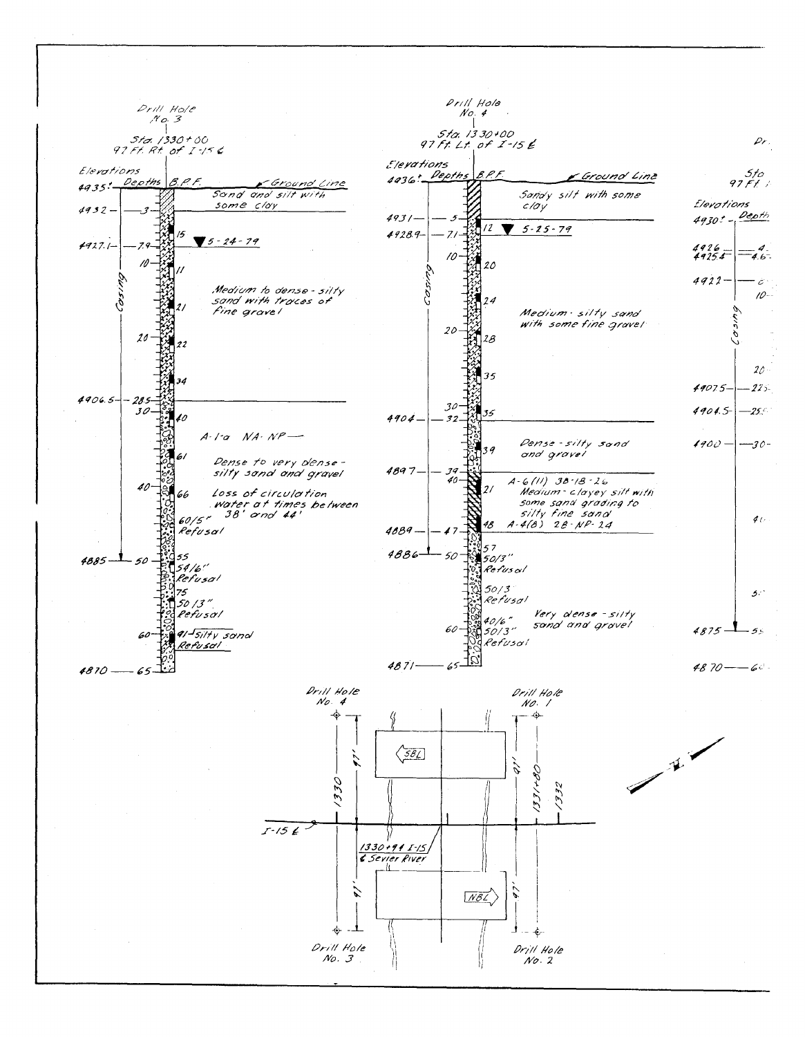Drill Hole No. 3

Sta. 1330+00
97 Ft. Rt. of I-15 ℄

Elevations | Depths | B.P.F.

Ground Line

4935± — 0

Sand and silt with some clay

4932 — 3

15

▼ 5-24-79

4927.1 — 7.9

10

11

Medium to dense - silty sand with traces of fine gravel

21

20

22

34

4906.5 — 28.5

30

40

A-1-a NA-NP —

61

Dense to very dense - silty sand and gravel

40

66

Loss of circulation water at times between 38' and 44'

60/5" Refusal

Casing

4885 — 50

55
54/6" Refusal

75
50/3" Refusal

60

91 — Silty sand Refusal

4870 — 65

---

Drill Hole No. 4

Sta. 1330+00
97 Ft. Lt. of I-15 ℄

Elevations | Depths | B.P.F.

Ground Line

4936± — 0

Sandy silt with some clay

4931 — 5

12

▼ 5-25-79

4928.9 — 7.1

10

20

24

Medium - silty sand with some fine gravel

20

28

35

30

35

4904 — 32

Dense - silty sand and gravel

39

4897 — 39

40

21

A-6(11) 38-18-26
Medium - clayey silt with some sand grading to silty fine sand

48

A-4(8) 28-NP-24

4889 — 47

57

Casing

4886 — 50

50/3" Refusal

50/3" Refusal

Very dense - silty sand and gravel

40/6"

60

50/3" Refusal

4871 — 65

---

Dr...

Sta...
97 Ft. ...

Elevations | Depth...

4930± — ...

4926 — 4...
4925.4 — 4.6...

4922 — ...

10...

Casing

20...

4907.5 — 22.5...

4904.5 — 25.5...

4900 — 30...

4875 — 55...

4870 — 60...

---

Drill Hole No. 4

Drill Hole No. 1

SBL

97'

1330

97'

1331+80

1332

I-15 ℄

1330+91 I-15
℄ Sevier River

97'

NBL

97'

Drill Hole No. 3

Drill Hole No. 2

N